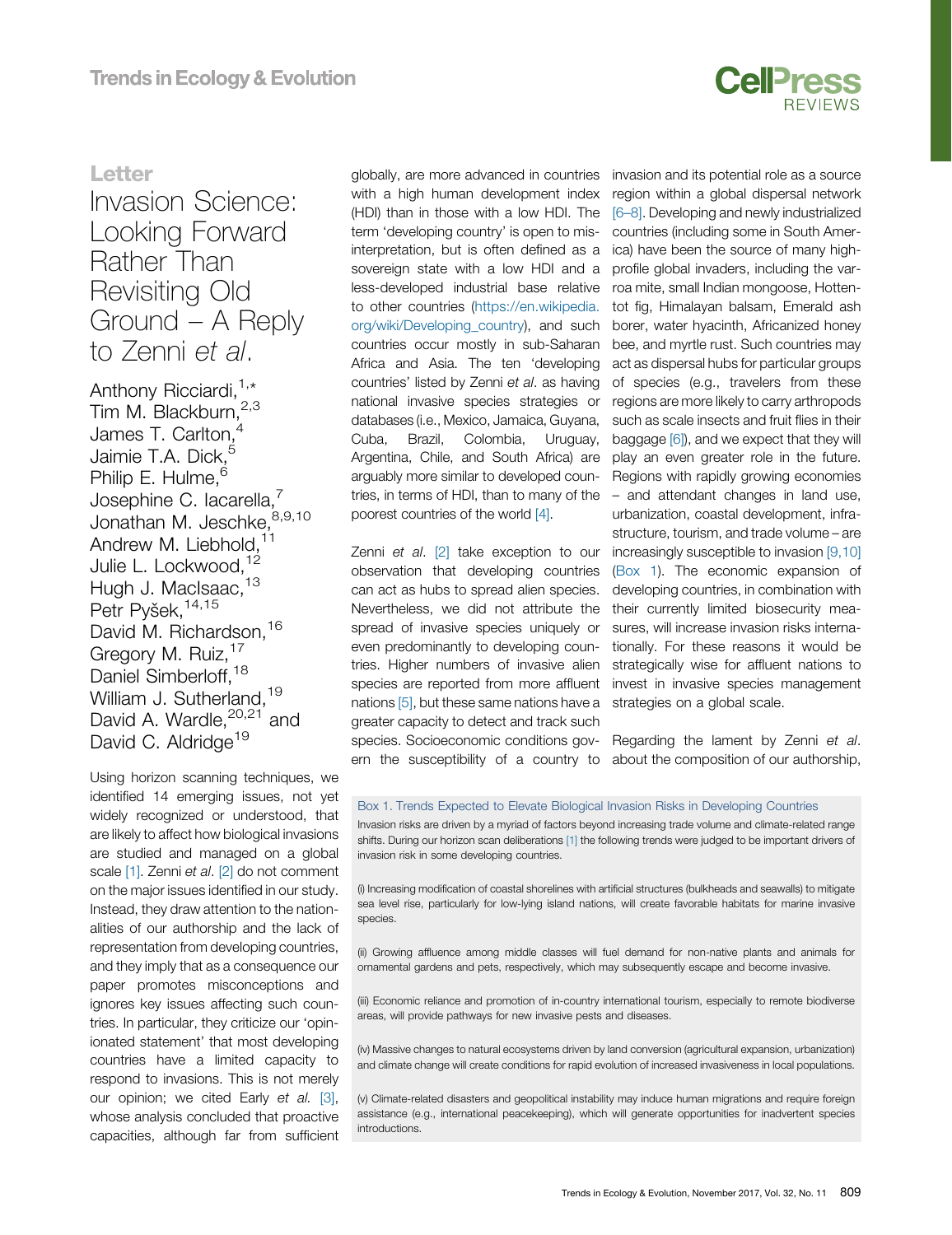Letter

# Invasion Science: Looking Forward Rather Than Revisiting Old Ground – A Reply to Zenni *et al*.

Anthony Ricciardi,[1,*] Tim M. Blackburn,[2,3] James T. Carlton,[4] Jaimie T.A. Dick,[5] Philip E. Hulme,[6] Josephine C. Iacarella,[7] Jonathan M. Jeschke,[8,9,10] Andrew M. Liebhold,[11] Julie L. Lockwood,[12] Hugh J. MacIsaac,[13] Petr Pyšek,[14,15] David M. Richardson,[16] Gregory M. Ruiz,[17] Daniel Simberloff,[18] William J. Sutherland,[19] David A. Wardle,[20,21] and David C. Aldridge[19]

Using horizon scanning techniques, we identified 14 emerging issues, not yet widely recognized or understood, that are likely to affect how biological invasions are studied and managed on a global scale [1]. Zenni *et al*. [2] do not comment on the major issues identified in our study. Instead, they draw attention to the nationalities of our authorship and the lack of representation from developing countries, and they imply that as a consequence our paper promotes misconceptions and ignores key issues affecting such countries. In particular, they criticize our 'opinionated statement' that most developing countries have a limited capacity to respond to invasions. This is not merely our opinion; we cited Early *et al*. [3], whose analysis concluded that proactive capacities, although far from sufficient globally, are more advanced in countries with a high human development index (HDI) than in those with a low HDI. The term 'developing country' is open to misinterpretation, but is often defined as a sovereign state with a low HDI and a less-developed industrial base relative to other countries (https://en.wikipedia.org/wiki/Developing_country), and such countries occur mostly in sub-Saharan Africa and Asia. The ten 'developing countries' listed by Zenni *et al*. as having national invasive species strategies or databases (i.e., Mexico, Jamaica, Guyana, Cuba, Brazil, Colombia, Uruguay, Argentina, Chile, and South Africa) are arguably more similar to developed countries, in terms of HDI, than to many of the poorest countries of the world [4].

Zenni *et al*. [2] take exception to our observation that developing countries can act as hubs to spread alien species. Nevertheless, we did not attribute the spread of invasive species uniquely or even predominantly to developing countries. Higher numbers of invasive alien species are reported from more affluent nations [5], but these same nations have a greater capacity to detect and track such species. Socioeconomic conditions govern the susceptibility of a country to invasion and its potential role as a source region within a global dispersal network [6–8]. Developing and newly industrialized countries (including some in South America) have been the source of many high-profile global invaders, including the varroa mite, small Indian mongoose, Hottentot fig, Himalayan balsam, Emerald ash borer, water hyacinth, Africanized honey bee, and myrtle rust. Such countries may act as dispersal hubs for particular groups of species (e.g., travelers from these regions are more likely to carry arthropods such as scale insects and fruit flies in their baggage [6]), and we expect that they will play an even greater role in the future. Regions with rapidly growing economies – and attendant changes in land use, urbanization, coastal development, infrastructure, tourism, and trade volume – are increasingly susceptible to invasion [9,10] (Box 1). The economic expansion of developing countries, in combination with their currently limited biosecurity measures, will increase invasion risks internationally. For these reasons it would be strategically wise for affluent nations to invest in invasive species management strategies on a global scale.

Regarding the lament by Zenni *et al*. about the composition of our authorship,

### Box 1. Trends Expected to Elevate Biological Invasion Risks in Developing Countries

Invasion risks are driven by a myriad of factors beyond increasing trade volume and climate-related range shifts. During our horizon scan deliberations [1] the following trends were judged to be important drivers of invasion risk in some developing countries.

(i) Increasing modification of coastal shorelines with artificial structures (bulkheads and seawalls) to mitigate sea level rise, particularly for low-lying island nations, will create favorable habitats for marine invasive species.

(ii) Growing affluence among middle classes will fuel demand for non-native plants and animals for ornamental gardens and pets, respectively, which may subsequently escape and become invasive.

(iii) Economic reliance and promotion of in-country international tourism, especially to remote biodiverse areas, will provide pathways for new invasive pests and diseases.

(iv) Massive changes to natural ecosystems driven by land conversion (agricultural expansion, urbanization) and climate change will create conditions for rapid evolution of increased invasiveness in local populations.

(v) Climate-related disasters and geopolitical instability may induce human migrations and require foreign assistance (e.g., international peacekeeping), which will generate opportunities for inadvertent species introductions.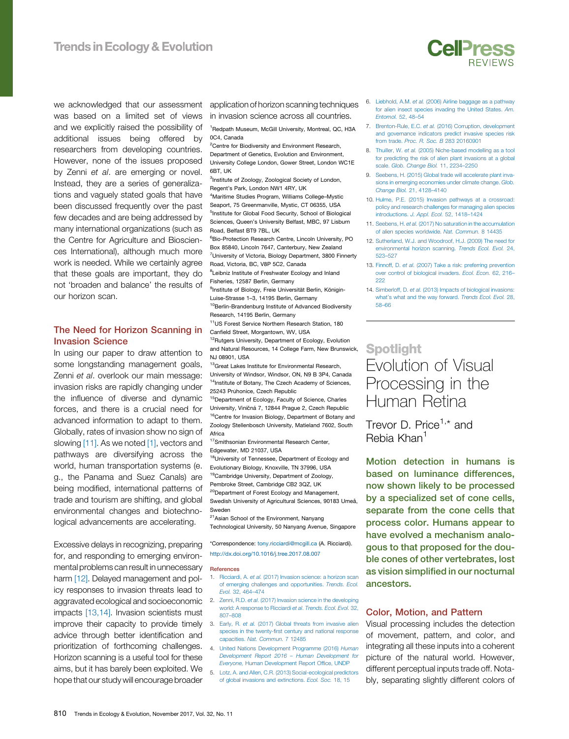we acknowledged that our assessment was based on a limited set of views and we explicitly raised the possibility of additional issues being offered by researchers from developing countries. However, none of the issues proposed by Zenni *et al*. are emerging or novel. Instead, they are a series of generalizations and vaguely stated goals that have been discussed frequently over the past few decades and are being addressed by many international organizations (such as the Centre for Agriculture and Biosciences International), although much more work is needed. While we certainly agree that these goals are important, they do not 'broaden and balance' the results of our horizon scan.

## The Need for Horizon Scanning in Invasion Science

In using our paper to draw attention to some longstanding management goals, Zenni *et al*. overlook our main message: invasion risks are rapidly changing under the influence of diverse and dynamic forces, and there is a crucial need for advanced information to adapt to them. Globally, rates of invasion show no sign of slowing [11]. As we noted [1], vectors and pathways are diversifying across the world, human transportation systems (e.g., the Panama and Suez Canals) are being modified, international patterns of trade and tourism are shifting, and global environmental changes and biotechnological advancements are accelerating.

Excessive delays in recognizing, preparing for, and responding to emerging environmental problems can result in unnecessary harm [12]. Delayed management and policy responses to invasion threats lead to aggravated ecological and socioeconomic impacts [13,14]. Invasion scientists must improve their capacity to provide timely advice through better identification and prioritization of forthcoming challenges. Horizon scanning is a useful tool for these aims, but it has barely been exploited. We hope that our study will encourage broader application of horizon scanning techniques in invasion science across all countries.

[1]Redpath Museum, McGill University, Montreal, QC, H3A 0C4, Canada

[2]Centre for Biodiversity and Environment Research, Department of Genetics, Evolution and Environment, University College London, Gower Street, London WC1E 6BT, UK

[3]Institute of Zoology, Zoological Society of London, Regent's Park, London NW1 4RY, UK

[4]Maritime Studies Program, Williams College–Mystic Seaport, 75 Greenmanville, Mystic, CT 06355, USA

[5]Institute for Global Food Security, School of Biological Sciences, Queen's University Belfast, MBC, 97 Lisburn Road, Belfast BT9 7BL, UK

[6]Bio-Protection Research Centre, Lincoln University, PO Box 85840, Lincoln 7647, Canterbury, New Zealand

[7]University of Victoria, Biology Department, 3800 Finnerty Road, Victoria, BC, V8P 5C2, Canada

[8]Leibniz Institute of Freshwater Ecology and Inland Fisheries, 12587 Berlin, Germany

[9]Institute of Biology, Freie Universität Berlin, Königin-Luise-Strasse 1–3, 14195 Berlin, Germany

[10]Berlin-Brandenburg Institute of Advanced Biodiversity Research, 14195 Berlin, Germany

[11]US Forest Service Northern Research Station, 180 Canfield Street, Morgantown, WV, USA

[12]Rutgers University, Department of Ecology, Evolution and Natural Resources, 14 College Farm, New Brunswick, NJ 08901, USA

[13]Great Lakes Institute for Environmental Research, University of Windsor, Windsor, ON, N9 B 3P4, Canada

[14]Institute of Botany, The Czech Academy of Sciences, 25243 Průhonice, Czech Republic

[15]Department of Ecology, Faculty of Science, Charles University, Viničná 7, 12844 Prague 2, Czech Republic

[16]Centre for Invasion Biology, Department of Botany and Zoology Stellenbosch University, Matieland 7602, South Africa

[17]Smithsonian Environmental Research Center, Edgewater, MD 21037, USA

[18]University of Tennessee, Department of Ecology and Evolutionary Biology, Knoxville, TN 37996, USA

[19]Cambridge University, Department of Zoology, Pembroke Street, Cambridge CB2 3QZ, UK

[20]Department of Forest Ecology and Management, Swedish University of Agricultural Sciences, 90183 Umeå, Sweden

[21]Asian School of the Environment, Nanyang Technological University, 50 Nanyang Avenue, Singapore

*Correspondence: tony.ricciardi@mcgill.ca (A. Ricciardi).

http://dx.doi.org/10.1016/j.tree.2017.08.007

### References

1. Ricciardi, A. *et al.* (2017) Invasion science: a horizon scan of emerging challenges and opportunities. *Trends. Ecol. Evol.* 32, 464–474
2. Zenni, R.D. *et al.* (2017) Invasion science in the developing world: A response to Ricciardi *et al. Trends. Ecol. Evol.* 32, 807–808
3. Early, R. *et al.* (2017) Global threats from invasive alien species in the twenty-first century and national response capacities. *Nat. Commun.* 7 12485
4. United Nations Development Programme (2016) *Human Development Report 2016 – Human Development for Everyone,* Human Development Report Office, UNDP
5. Lotz, A. and Allen, C.R. (2013) Social-ecological predictors of global invasions and extinctions. *Ecol. Soc.* 18, 15
6. Liebhold, A.M. *et al.* (2006) Airline baggage as a pathway for alien insect species invading the United States. *Am. Entomol.* 52, 48–54
7. Brenton-Rule, E.C. *et al.* (2016) Corruption, development and governance indicators predict invasive species risk from trade. *Proc. R. Soc. B* 283 20160901
8. Thuiller, W. *et al.* (2005) Niche-based modelling as a tool for predicting the risk of alien plant invasions at a global scale. *Glob. Change Biol.* 11, 2234–2250
9. Seebens, H. (2015) Global trade will accelerate plant invasions in emerging economies under climate change. *Glob. Change Biol.* 21, 4128–4140
10. Hulme, P.E. (2015) Invasion pathways at a crossroad: policy and research challenges for managing alien species introductions. *J. Appl. Ecol.* 52, 1418–1424
11. Seebens, H. *et al.* (2017) No saturation in the accumulation of alien species worldwide. *Nat. Commun.* 8 14435
12. Sutherland, W.J. and Woodroof, H.J. (2009) The need for environmental horizon scanning. *Trends Ecol. Evol.* 24, 523–527
13. Finnoff, D. *et al.* (2007) Take a risk: preferring prevention over control of biological invaders. *Ecol. Econ.* 62, 216–222
14. Simberloff, D. *et al.* (2013) Impacts of biological invasions: what's what and the way forward. *Trends Ecol. Evol.* 28, 58–66

---

Spotlight

# Evolution of Visual Processing in the Human Retina

Trevor D. Price[1,*] and Rebia Khan[1]

**Motion detection in humans is based on luminance differences, now shown likely to be processed by a specialized set of cone cells, separate from the cone cells that process color. Humans appear to have evolved a mechanism analogous to that proposed for the double cones of other vertebrates, lost as vision simplified in our nocturnal ancestors.**

## Color, Motion, and Pattern

Visual processing includes the detection of movement, pattern, and color, and integrating all these inputs into a coherent picture of the natural world. However, different perceptual inputs trade off. Notably, separating slightly different colors of